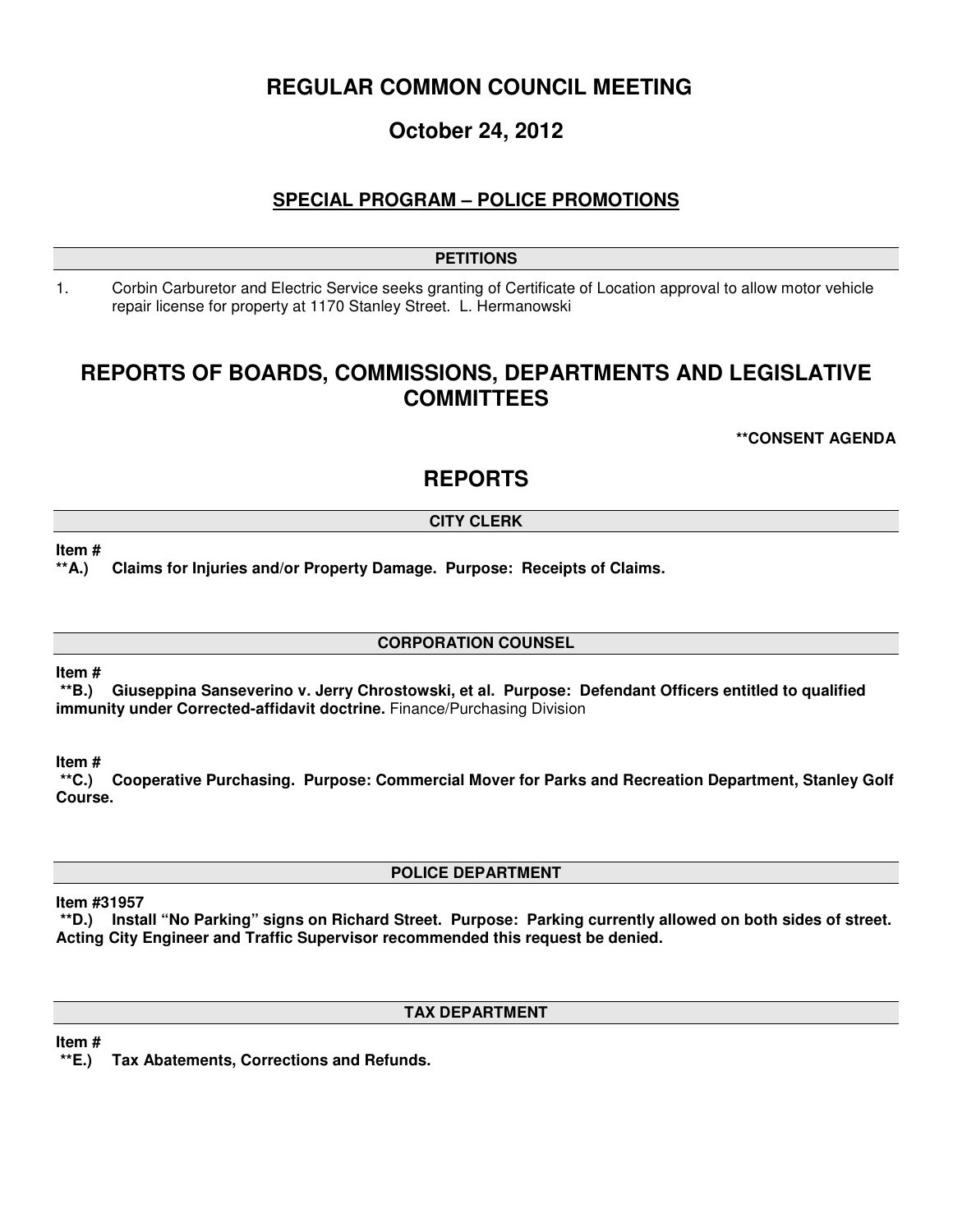# REGULAR COMMON COUNCIL MEETING

## October 24, 2012

### SPECIAL PROGRAM – POLICE PROMOTIONS

**PETITIONS**

1. Corbin Carburetor and Electric Service seeks granting of Certificate of Location approval to allow motor vehicle repair license for property at 1170 Stanley Street. L. Hermanowski

# REPORTS OF BOARDS, COMMISSIONS, DEPARTMENTS AND LEGISLATIVE COMMITTEES

**\*\*CONSENT AGENDA**

# REPORTS

**CITY CLERK**

**Item #**
**\*\*A.) Claims for Injuries and/or Property Damage. Purpose: Receipts of Claims.**

**CORPORATION COUNSEL**

**Item #**
**\*\*B.) Giuseppina Sanseverino v. Jerry Chrostowski, et al. Purpose: Defendant Officers entitled to qualified immunity under Corrected-affidavit doctrine.** Finance/Purchasing Division

**Item #**
**\*\*C.) Cooperative Purchasing. Purpose: Commercial Mover for Parks and Recreation Department, Stanley Golf Course.**

**POLICE DEPARTMENT**

**Item #31957**
**\*\*D.) Install "No Parking" signs on Richard Street. Purpose: Parking currently allowed on both sides of street. Acting City Engineer and Traffic Supervisor recommended this request be denied.**

**TAX DEPARTMENT**

**Item #**
**\*\*E.) Tax Abatements, Corrections and Refunds.**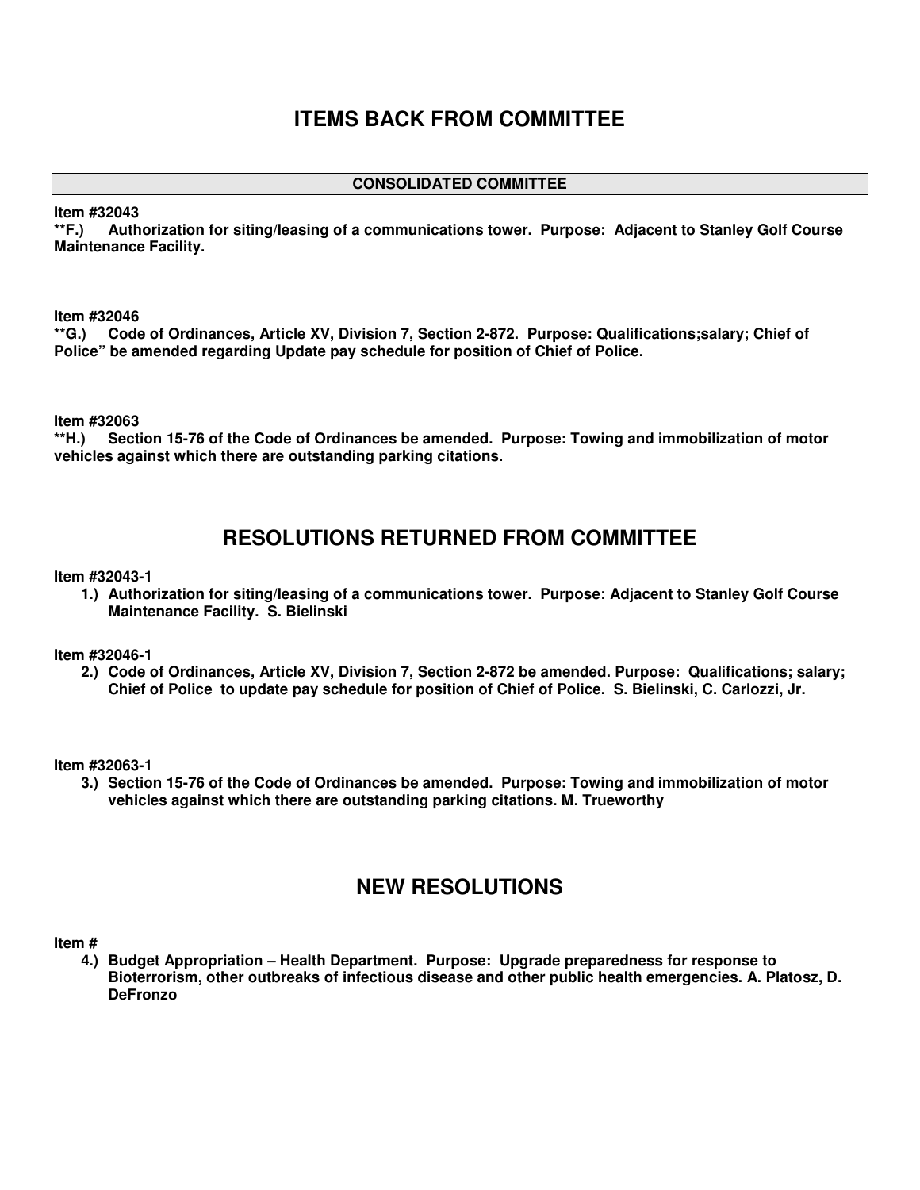# ITEMS BACK FROM COMMITTEE

## CONSOLIDATED COMMITTEE

**Item #32043**
**\*\*F.) Authorization for siting/leasing of a communications tower. Purpose: Adjacent to Stanley Golf Course Maintenance Facility.**

**Item #32046**
**\*\*G.) Code of Ordinances, Article XV, Division 7, Section 2-872. Purpose: Qualifications;salary; Chief of Police" be amended regarding Update pay schedule for position of Chief of Police.**

**Item #32063**
**\*\*H.) Section 15-76 of the Code of Ordinances be amended. Purpose: Towing and immobilization of motor vehicles against which there are outstanding parking citations.**

# RESOLUTIONS RETURNED FROM COMMITTEE

**Item #32043-1**

1.) **Authorization for siting/leasing of a communications tower. Purpose: Adjacent to Stanley Golf Course Maintenance Facility. S. Bielinski**

**Item #32046-1**

2.) **Code of Ordinances, Article XV, Division 7, Section 2-872 be amended. Purpose: Qualifications; salary; Chief of Police to update pay schedule for position of Chief of Police. S. Bielinski, C. Carlozzi, Jr.**

**Item #32063-1**

3.) **Section 15-76 of the Code of Ordinances be amended. Purpose: Towing and immobilization of motor vehicles against which there are outstanding parking citations. M. Trueworthy**

# NEW RESOLUTIONS

**Item #**

4.) **Budget Appropriation – Health Department. Purpose: Upgrade preparedness for response to Bioterrorism, other outbreaks of infectious disease and other public health emergencies. A. Platosz, D. DeFronzo**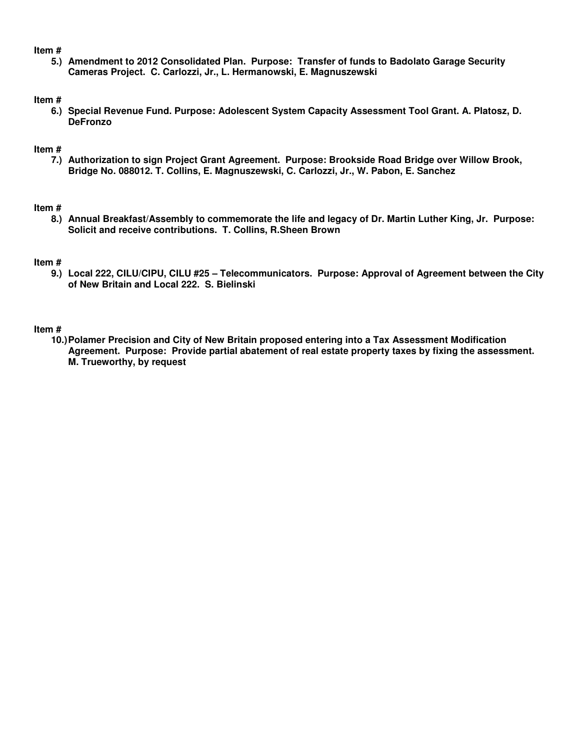**Item #**

5.) **Amendment to 2012 Consolidated Plan. Purpose: Transfer of funds to Badolato Garage Security Cameras Project. C. Carlozzi, Jr., L. Hermanowski, E. Magnuszewski**

**Item #**

6.) **Special Revenue Fund. Purpose: Adolescent System Capacity Assessment Tool Grant. A. Platosz, D. DeFronzo**

**Item #**

7.) **Authorization to sign Project Grant Agreement. Purpose: Brookside Road Bridge over Willow Brook, Bridge No. 088012. T. Collins, E. Magnuszewski, C. Carlozzi, Jr., W. Pabon, E. Sanchez**

**Item #**

8.) **Annual Breakfast/Assembly to commemorate the life and legacy of Dr. Martin Luther King, Jr. Purpose: Solicit and receive contributions. T. Collins, R.Sheen Brown**

**Item #**

9.) **Local 222, CILU/CIPU, CILU #25 – Telecommunicators. Purpose: Approval of Agreement between the City of New Britain and Local 222. S. Bielinski**

**Item #**

10.) **Polamer Precision and City of New Britain proposed entering into a Tax Assessment Modification Agreement. Purpose: Provide partial abatement of real estate property taxes by fixing the assessment. M. Trueworthy, by request**